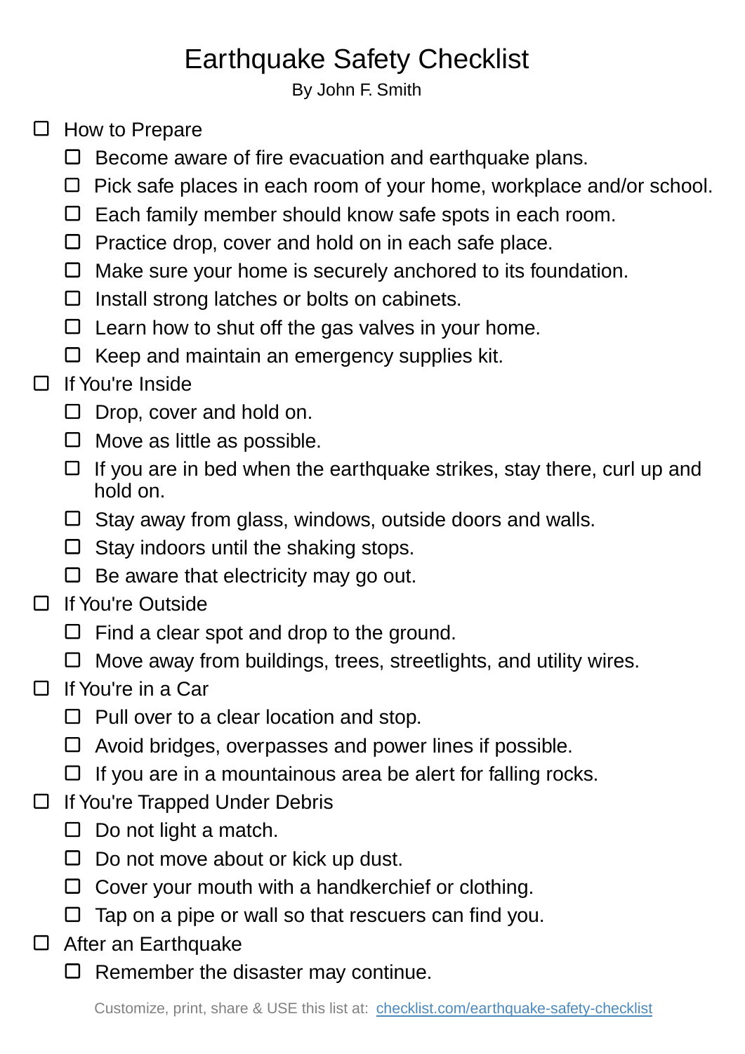# Earthquake Safety Checklist

By John F. Smith

- [ ] How to Prepare
  - [ ] Become aware of fire evacuation and earthquake plans.
  - [ ] Pick safe places in each room of your home, workplace and/or school.
  - [ ] Each family member should know safe spots in each room.
  - [ ] Practice drop, cover and hold on in each safe place.
  - [ ] Make sure your home is securely anchored to its foundation.
  - [ ] Install strong latches or bolts on cabinets.
  - [ ] Learn how to shut off the gas valves in your home.
  - [ ] Keep and maintain an emergency supplies kit.
- [ ] If You're Inside
  - [ ] Drop, cover and hold on.
  - [ ] Move as little as possible.
  - [ ] If you are in bed when the earthquake strikes, stay there, curl up and hold on.
  - [ ] Stay away from glass, windows, outside doors and walls.
  - [ ] Stay indoors until the shaking stops.
  - [ ] Be aware that electricity may go out.
- [ ] If You're Outside
  - [ ] Find a clear spot and drop to the ground.
  - [ ] Move away from buildings, trees, streetlights, and utility wires.
- [ ] If You're in a Car
  - [ ] Pull over to a clear location and stop.
  - [ ] Avoid bridges, overpasses and power lines if possible.
  - [ ] If you are in a mountainous area be alert for falling rocks.
- [ ] If You're Trapped Under Debris
  - [ ] Do not light a match.
  - [ ] Do not move about or kick up dust.
  - [ ] Cover your mouth with a handkerchief or clothing.
  - [ ] Tap on a pipe or wall so that rescuers can find you.
- [ ] After an Earthquake
  - [ ] Remember the disaster may continue.

Customize, print, share & USE this list at: [checklist.com/earthquake-safety-checklist](https://checklist.com/earthquake-safety-checklist)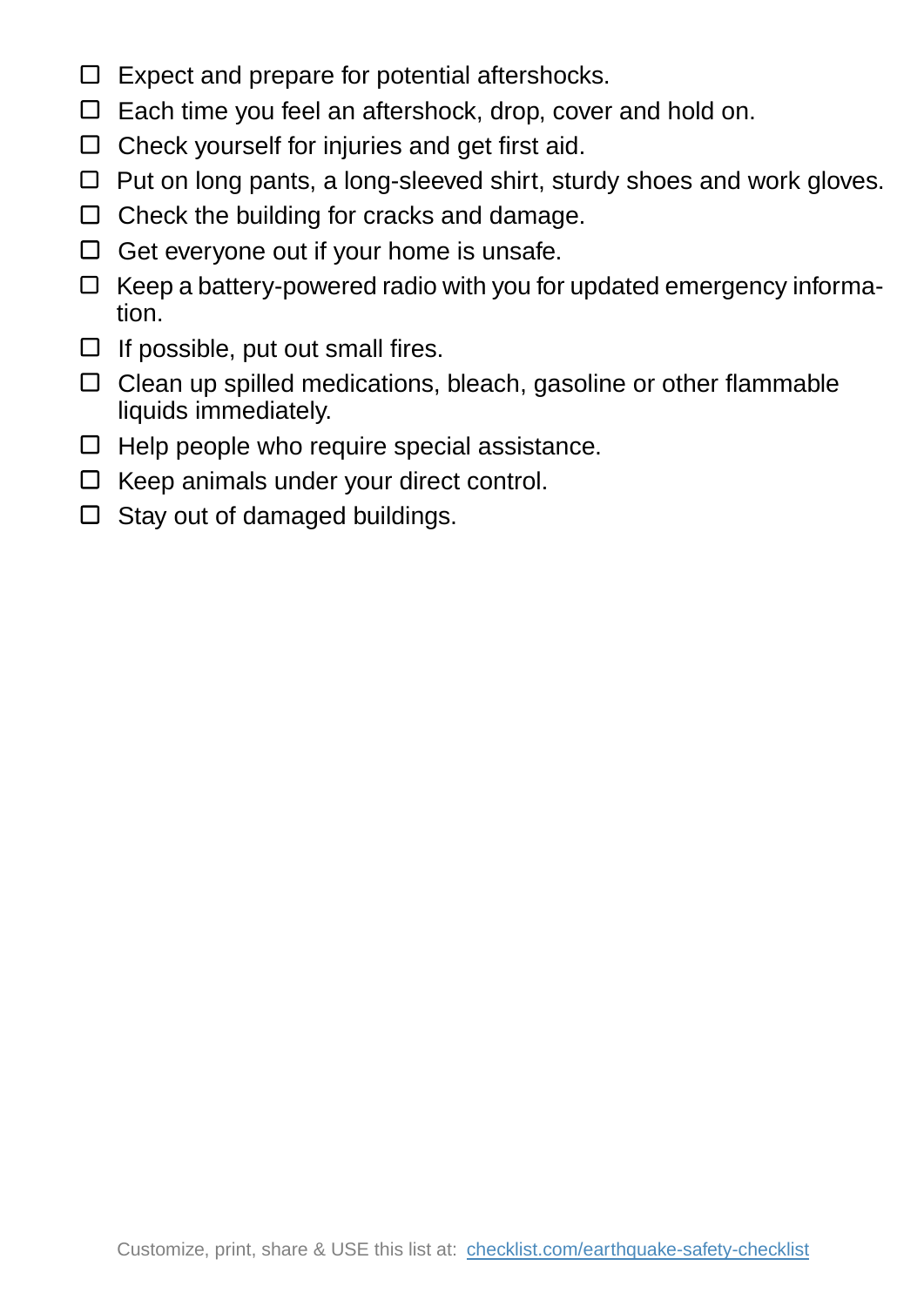- [ ] Expect and prepare for potential aftershocks.
- [ ] Each time you feel an aftershock, drop, cover and hold on.
- [ ] Check yourself for injuries and get first aid.
- [ ] Put on long pants, a long-sleeved shirt, sturdy shoes and work gloves.
- [ ] Check the building for cracks and damage.
- [ ] Get everyone out if your home is unsafe.
- [ ] Keep a battery-powered radio with you for updated emergency information.
- [ ] If possible, put out small fires.
- [ ] Clean up spilled medications, bleach, gasoline or other flammable liquids immediately.
- [ ] Help people who require special assistance.
- [ ] Keep animals under your direct control.
- [ ] Stay out of damaged buildings.

Customize, print, share & USE this list at: [checklist.com/earthquake-safety-checklist](https://checklist.com/earthquake-safety-checklist)